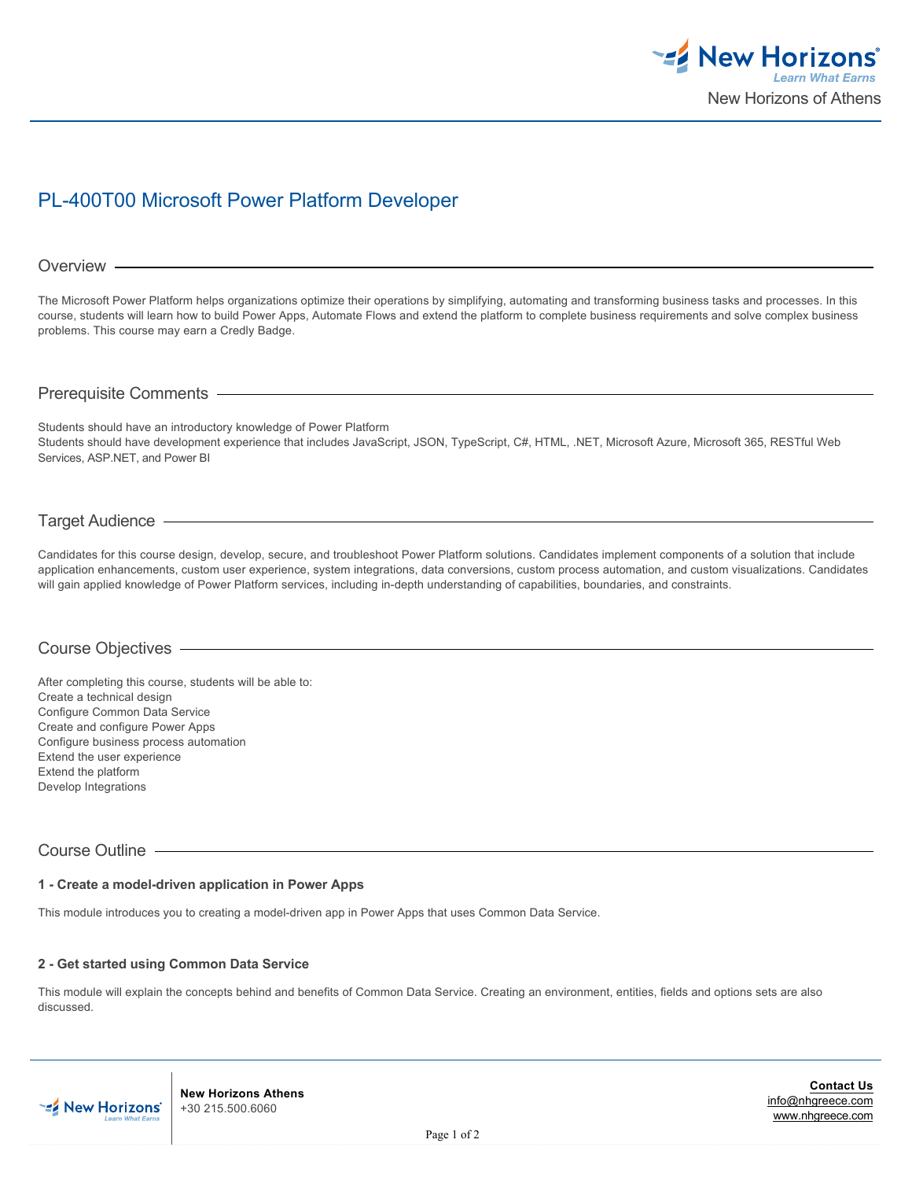# PL-400T00 Microsoft Power Platform Developer

## Overview

The Microsoft Power Platform helps organizations optimize their operations by simplifying, automating and transforming business tasks and processes. In this course, students will learn how to build Power Apps, Automate Flows and extend the platform to complete business requirements and solve complex business problems. This course may earn a Credly Badge.

## Prerequisite Comments

Students should have an introductory knowledge of Power Platform
Students should have development experience that includes JavaScript, JSON, TypeScript, C#, HTML, .NET, Microsoft Azure, Microsoft 365, RESTful Web Services, ASP.NET, and Power BI

## Target Audience

Candidates for this course design, develop, secure, and troubleshoot Power Platform solutions. Candidates implement components of a solution that include application enhancements, custom user experience, system integrations, data conversions, custom process automation, and custom visualizations. Candidates will gain applied knowledge of Power Platform services, including in-depth understanding of capabilities, boundaries, and constraints.

## Course Objectives

After completing this course, students will be able to:
Create a technical design
Configure Common Data Service
Create and configure Power Apps
Configure business process automation
Extend the user experience
Extend the platform
Develop Integrations

## Course Outline

**1 - Create a model-driven application in Power Apps**

This module introduces you to creating a model-driven app in Power Apps that uses Common Data Service.

**2 - Get started using Common Data Service**

This module will explain the concepts behind and benefits of Common Data Service. Creating an environment, entities, fields and options sets are also discussed.

**New Horizons Athens**
+30 215.500.6060

**Contact Us**
info@nhgreece.com
www.nhgreece.com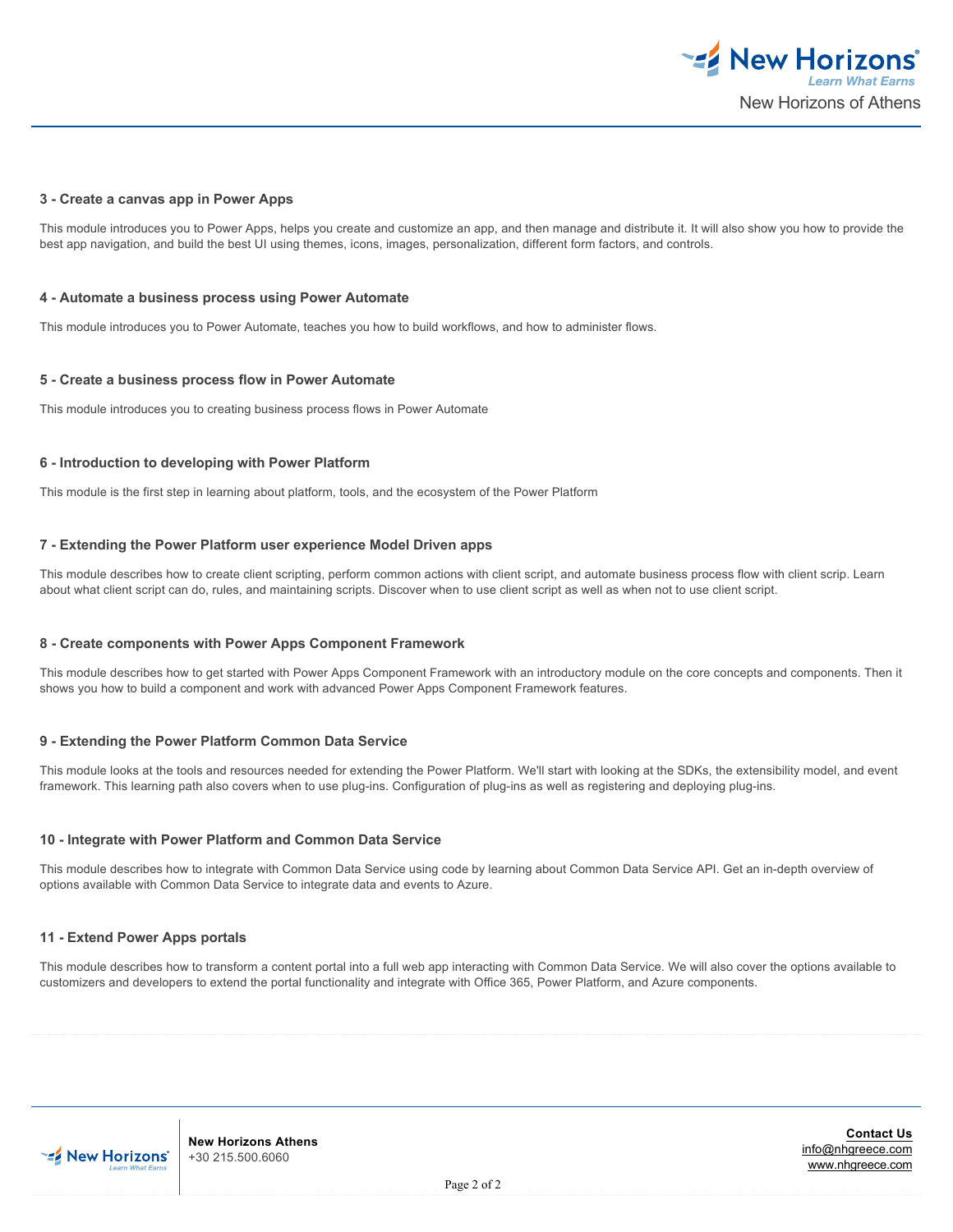### 3 - Create a canvas app in Power Apps

This module introduces you to Power Apps, helps you create and customize an app, and then manage and distribute it. It will also show you how to provide the best app navigation, and build the best UI using themes, icons, images, personalization, different form factors, and controls.

### 4 - Automate a business process using Power Automate

This module introduces you to Power Automate, teaches you how to build workflows, and how to administer flows.

### 5 - Create a business process flow in Power Automate

This module introduces you to creating business process flows in Power Automate

### 6 - Introduction to developing with Power Platform

This module is the first step in learning about platform, tools, and the ecosystem of the Power Platform

### 7 - Extending the Power Platform user experience Model Driven apps

This module describes how to create client scripting, perform common actions with client script, and automate business process flow with client scrip. Learn about what client script can do, rules, and maintaining scripts. Discover when to use client script as well as when not to use client script.

### 8 - Create components with Power Apps Component Framework

This module describes how to get started with Power Apps Component Framework with an introductory module on the core concepts and components. Then it shows you how to build a component and work with advanced Power Apps Component Framework features.

### 9 - Extending the Power Platform Common Data Service

This module looks at the tools and resources needed for extending the Power Platform. We'll start with looking at the SDKs, the extensibility model, and event framework. This learning path also covers when to use plug-ins. Configuration of plug-ins as well as registering and deploying plug-ins.

### 10 - Integrate with Power Platform and Common Data Service

This module describes how to integrate with Common Data Service using code by learning about Common Data Service API. Get an in-depth overview of options available with Common Data Service to integrate data and events to Azure.

### 11 - Extend Power Apps portals

This module describes how to transform a content portal into a full web app interacting with Common Data Service. We will also cover the options available to customizers and developers to extend the portal functionality and integrate with Office 365, Power Platform, and Azure components.

**New Horizons Athens**
+30 215.500.6060

**Contact Us**
info@nhgreece.com
www.nhgreece.com